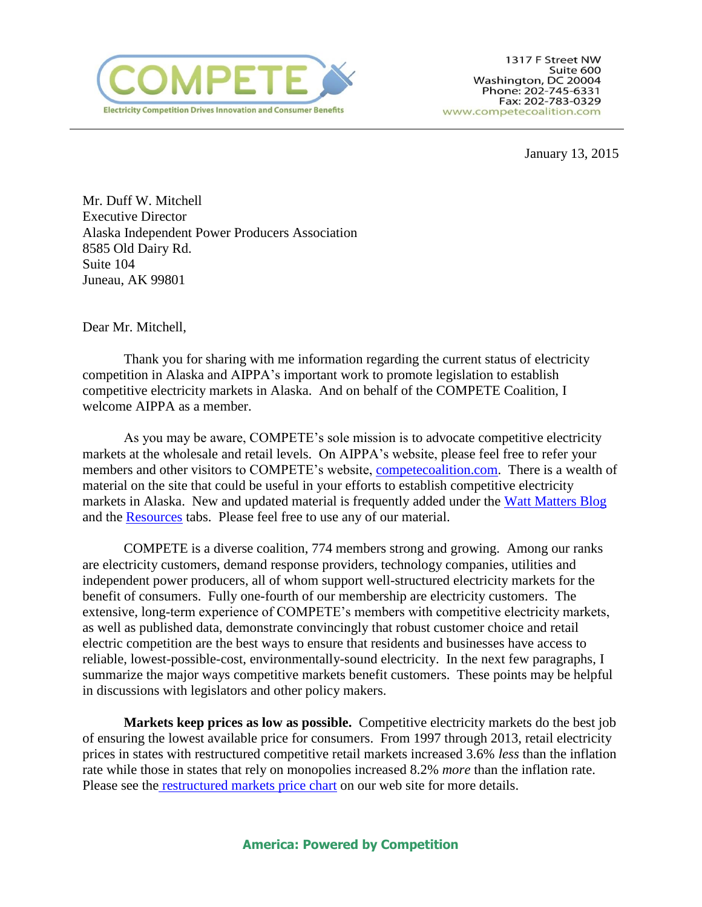COMPETE

Electricity Competition Drives Innovation and Consumer Benefits

1317 F Street NW
Suite 600
Washington, DC 20004
Phone: 202-745-6331
Fax: 202-783-0329
www.competecoalition.com

January 13, 2015

Mr. Duff W. Mitchell
Executive Director
Alaska Independent Power Producers Association
8585 Old Dairy Rd.
Suite 104
Juneau, AK 99801

Dear Mr. Mitchell,

Thank you for sharing with me information regarding the current status of electricity competition in Alaska and AIPPA's important work to promote legislation to establish competitive electricity markets in Alaska. And on behalf of the COMPETE Coalition, I welcome AIPPA as a member.

As you may be aware, COMPETE's sole mission is to advocate competitive electricity markets at the wholesale and retail levels. On AIPPA's website, please feel free to refer your members and other visitors to COMPETE's website, competecoalition.com. There is a wealth of material on the site that could be useful in your efforts to establish competitive electricity markets in Alaska. New and updated material is frequently added under the Watt Matters Blog and the Resources tabs. Please feel free to use any of our material.

COMPETE is a diverse coalition, 774 members strong and growing. Among our ranks are electricity customers, demand response providers, technology companies, utilities and independent power producers, all of whom support well-structured electricity markets for the benefit of consumers. Fully one-fourth of our membership are electricity customers. The extensive, long-term experience of COMPETE's members with competitive electricity markets, as well as published data, demonstrate convincingly that robust customer choice and retail electric competition are the best ways to ensure that residents and businesses have access to reliable, lowest-possible-cost, environmentally-sound electricity. In the next few paragraphs, I summarize the major ways competitive markets benefit customers. These points may be helpful in discussions with legislators and other policy makers.

**Markets keep prices as low as possible.** Competitive electricity markets do the best job of ensuring the lowest available price for consumers. From 1997 through 2013, retail electricity prices in states with restructured competitive retail markets increased 3.6% *less* than the inflation rate while those in states that rely on monopolies increased 8.2% *more* than the inflation rate. Please see the restructured markets price chart on our web site for more details.

**America: Powered by Competition**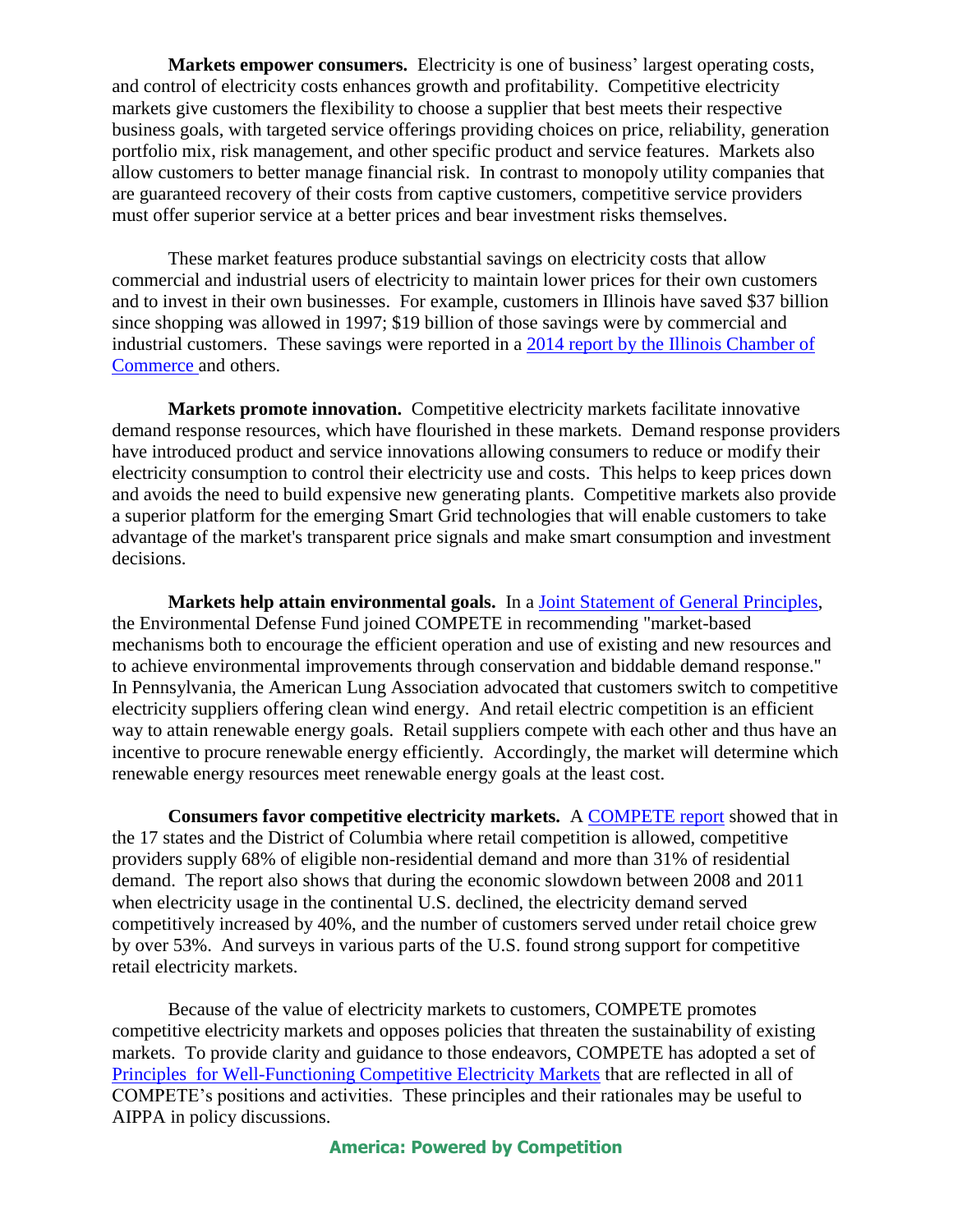**Markets empower consumers.** Electricity is one of business' largest operating costs, and control of electricity costs enhances growth and profitability. Competitive electricity markets give customers the flexibility to choose a supplier that best meets their respective business goals, with targeted service offerings providing choices on price, reliability, generation portfolio mix, risk management, and other specific product and service features. Markets also allow customers to better manage financial risk. In contrast to monopoly utility companies that are guaranteed recovery of their costs from captive customers, competitive service providers must offer superior service at a better prices and bear investment risks themselves.

These market features produce substantial savings on electricity costs that allow commercial and industrial users of electricity to maintain lower prices for their own customers and to invest in their own businesses. For example, customers in Illinois have saved $37 billion since shopping was allowed in 1997; $19 billion of those savings were by commercial and industrial customers. These savings were reported in a [2014 report by the Illinois Chamber of Commerce](#) and others.

**Markets promote innovation.** Competitive electricity markets facilitate innovative demand response resources, which have flourished in these markets. Demand response providers have introduced product and service innovations allowing consumers to reduce or modify their electricity consumption to control their electricity use and costs. This helps to keep prices down and avoids the need to build expensive new generating plants. Competitive markets also provide a superior platform for the emerging Smart Grid technologies that will enable customers to take advantage of the market's transparent price signals and make smart consumption and investment decisions.

**Markets help attain environmental goals.** In a [Joint Statement of General Principles](#), the Environmental Defense Fund joined COMPETE in recommending "market-based mechanisms both to encourage the efficient operation and use of existing and new resources and to achieve environmental improvements through conservation and biddable demand response." In Pennsylvania, the American Lung Association advocated that customers switch to competitive electricity suppliers offering clean wind energy. And retail electric competition is an efficient way to attain renewable energy goals. Retail suppliers compete with each other and thus have an incentive to procure renewable energy efficiently. Accordingly, the market will determine which renewable energy resources meet renewable energy goals at the least cost.

**Consumers favor competitive electricity markets.** A [COMPETE report](#) showed that in the 17 states and the District of Columbia where retail competition is allowed, competitive providers supply 68% of eligible non-residential demand and more than 31% of residential demand. The report also shows that during the economic slowdown between 2008 and 2011 when electricity usage in the continental U.S. declined, the electricity demand served competitively increased by 40%, and the number of customers served under retail choice grew by over 53%. And surveys in various parts of the U.S. found strong support for competitive retail electricity markets.

Because of the value of electricity markets to customers, COMPETE promotes competitive electricity markets and opposes policies that threaten the sustainability of existing markets. To provide clarity and guidance to those endeavors, COMPETE has adopted a set of [Principles for Well-Functioning Competitive Electricity Markets](#) that are reflected in all of COMPETE's positions and activities. These principles and their rationales may be useful to AIPPA in policy discussions.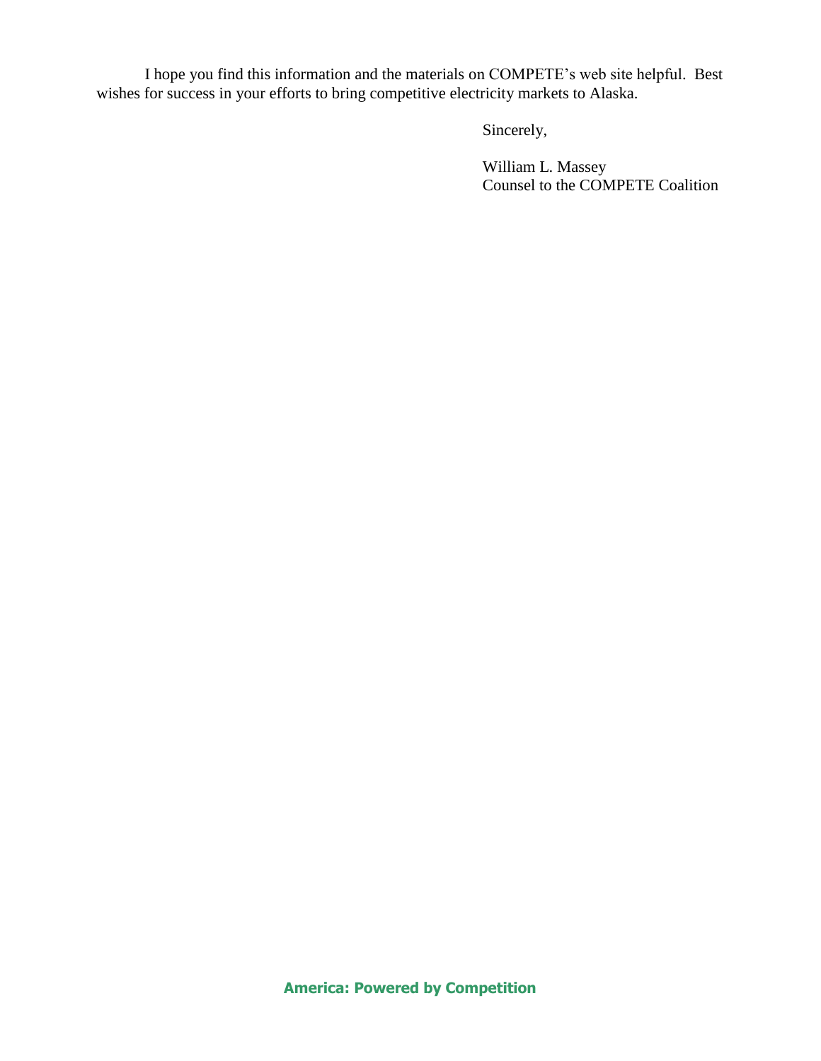I hope you find this information and the materials on COMPETE's web site helpful. Best wishes for success in your efforts to bring competitive electricity markets to Alaska.

Sincerely,

William L. Massey
Counsel to the COMPETE Coalition

**America: Powered by Competition**